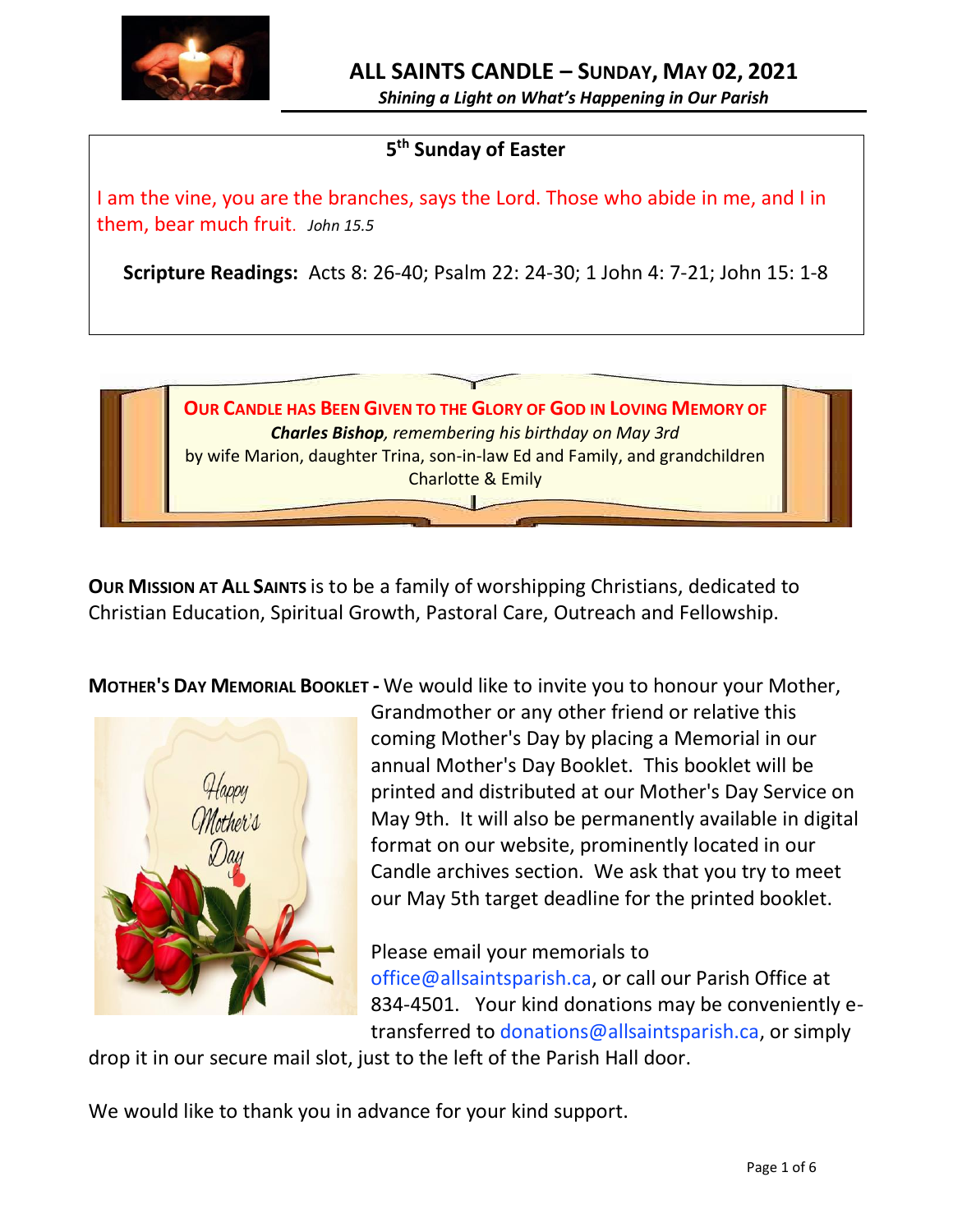# ALL SAINTS CANDLE – SUNDAY, MAY 02, 2021

*Shining a Light on What's Happening in Our Parish*

## 5th Sunday of Easter

I am the vine, you are the branches, says the Lord. Those who abide in me, and I in them, bear much fruit. *John 15.5*

**Scripture Readings:** Acts 8: 26-40; Psalm 22: 24-30; 1 John 4: 7-21; John 15: 1-8

**OUR CANDLE HAS BEEN GIVEN TO THE GLORY OF GOD IN LOVING MEMORY OF**
***Charles Bishop****, remembering his birthday on May 3rd*
by wife Marion, daughter Trina, son-in-law Ed and Family, and grandchildren Charlotte & Emily

**OUR MISSION AT ALL SAINTS** is to be a family of worshipping Christians, dedicated to Christian Education, Spiritual Growth, Pastoral Care, Outreach and Fellowship.

**MOTHER'S DAY MEMORIAL BOOKLET -** We would like to invite you to honour your Mother, Grandmother or any other friend or relative this coming Mother's Day by placing a Memorial in our annual Mother's Day Booklet. This booklet will be printed and distributed at our Mother's Day Service on May 9th. It will also be permanently available in digital format on our website, prominently located in our Candle archives section. We ask that you try to meet our May 5th target deadline for the printed booklet.

Please email your memorials to office@allsaintsparish.ca, or call our Parish Office at 834-4501. Your kind donations may be conveniently e-transferred to donations@allsaintsparish.ca, or simply drop it in our secure mail slot, just to the left of the Parish Hall door.

We would like to thank you in advance for your kind support.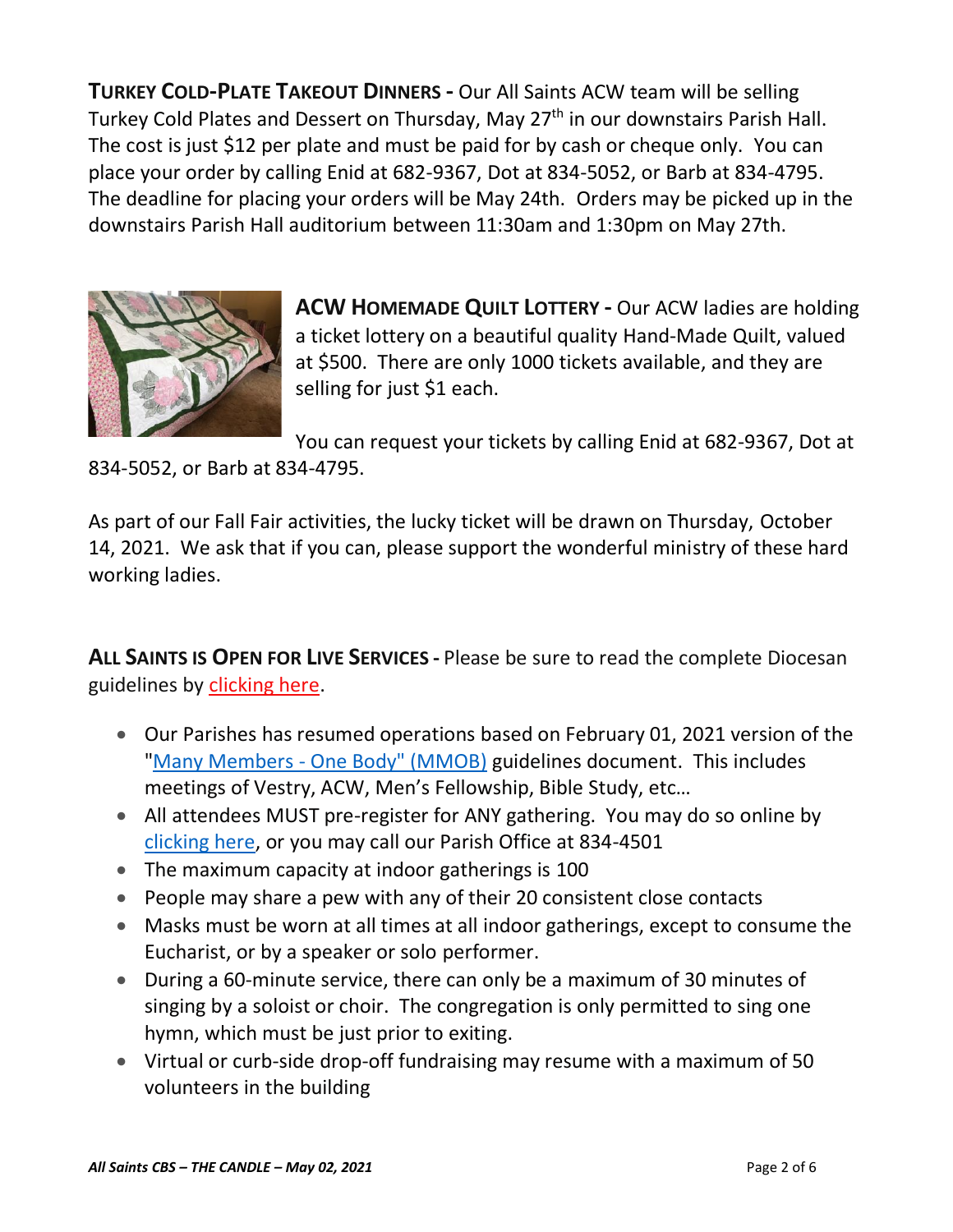**TURKEY COLD-PLATE TAKEOUT DINNERS -** Our All Saints ACW team will be selling Turkey Cold Plates and Dessert on Thursday, May 27th in our downstairs Parish Hall. The cost is just $12 per plate and must be paid for by cash or cheque only. You can place your order by calling Enid at 682-9367, Dot at 834-5052, or Barb at 834-4795. The deadline for placing your orders will be May 24th. Orders may be picked up in the downstairs Parish Hall auditorium between 11:30am and 1:30pm on May 27th.

**ACW HOMEMADE QUILT LOTTERY -** Our ACW ladies are holding a ticket lottery on a beautiful quality Hand-Made Quilt, valued at $500. There are only 1000 tickets available, and they are selling for just $1 each.

You can request your tickets by calling Enid at 682-9367, Dot at 834-5052, or Barb at 834-4795.

As part of our Fall Fair activities, the lucky ticket will be drawn on Thursday, October 14, 2021. We ask that if you can, please support the wonderful ministry of these hard working ladies.

**ALL SAINTS IS OPEN FOR LIVE SERVICES -** Please be sure to read the complete Diocesan guidelines by clicking here.

- Our Parishes has resumed operations based on February 01, 2021 version of the "Many Members - One Body" (MMOB) guidelines document. This includes meetings of Vestry, ACW, Men's Fellowship, Bible Study, etc…
- All attendees MUST pre-register for ANY gathering. You may do so online by clicking here, or you may call our Parish Office at 834-4501
- The maximum capacity at indoor gatherings is 100
- People may share a pew with any of their 20 consistent close contacts
- Masks must be worn at all times at all indoor gatherings, except to consume the Eucharist, or by a speaker or solo performer.
- During a 60-minute service, there can only be a maximum of 30 minutes of singing by a soloist or choir. The congregation is only permitted to sing one hymn, which must be just prior to exiting.
- Virtual or curb-side drop-off fundraising may resume with a maximum of 50 volunteers in the building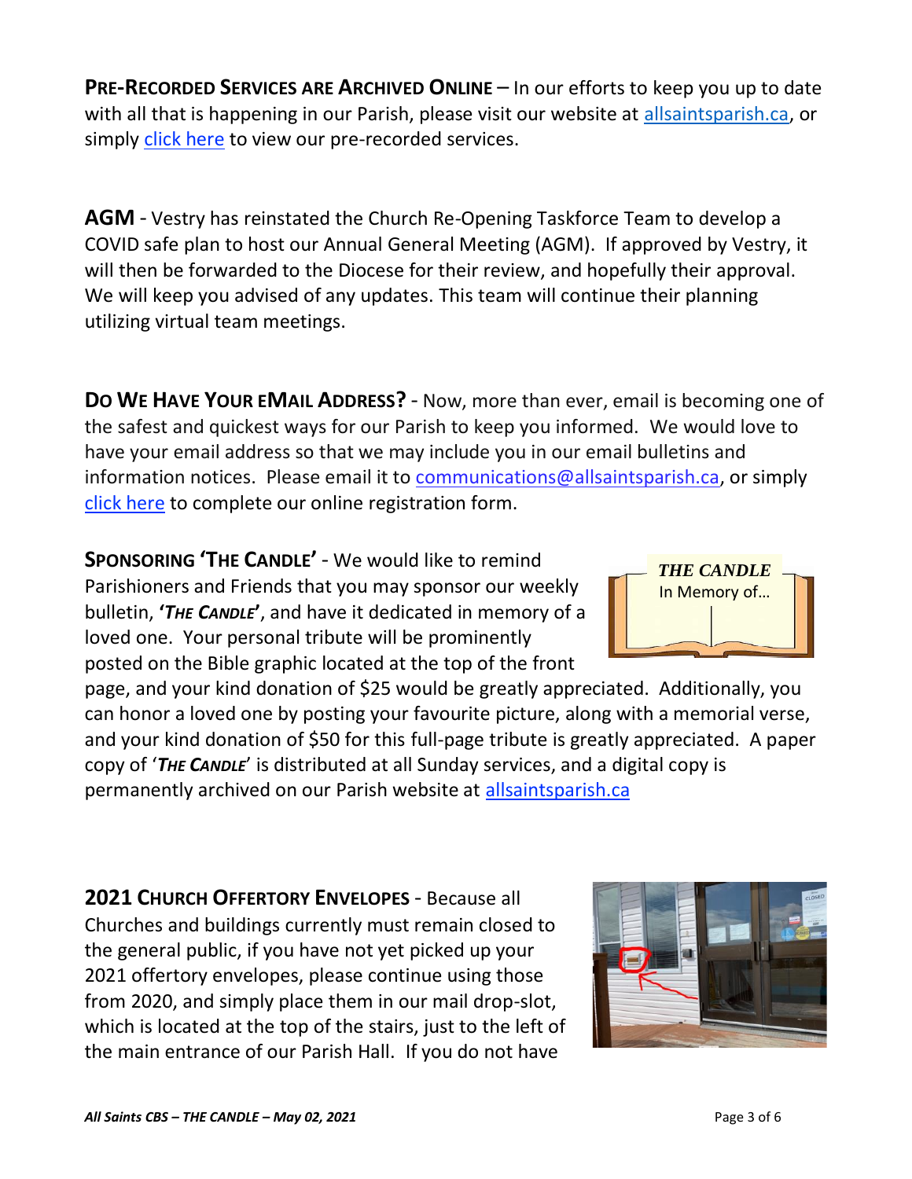**PRE-RECORDED SERVICES ARE ARCHIVED ONLINE** – In our efforts to keep you up to date with all that is happening in our Parish, please visit our website at allsaintsparish.ca, or simply click here to view our pre-recorded services.

**AGM** - Vestry has reinstated the Church Re-Opening Taskforce Team to develop a COVID safe plan to host our Annual General Meeting (AGM). If approved by Vestry, it will then be forwarded to the Diocese for their review, and hopefully their approval. We will keep you advised of any updates. This team will continue their planning utilizing virtual team meetings.

**DO WE HAVE YOUR EMAIL ADDRESS?** - Now, more than ever, email is becoming one of the safest and quickest ways for our Parish to keep you informed. We would love to have your email address so that we may include you in our email bulletins and information notices. Please email it to communications@allsaintsparish.ca, or simply click here to complete our online registration form.

**SPONSORING 'THE CANDLE'** - We would like to remind Parishioners and Friends that you may sponsor our weekly bulletin, **'*THE CANDLE*'**, and have it dedicated in memory of a loved one. Your personal tribute will be prominently posted on the Bible graphic located at the top of the front page, and your kind donation of $25 would be greatly appreciated. Additionally, you can honor a loved one by posting your favourite picture, along with a memorial verse, and your kind donation of $50 for this full-page tribute is greatly appreciated. A paper copy of '***THE CANDLE***' is distributed at all Sunday services, and a digital copy is permanently archived on our Parish website at allsaintsparish.ca

*THE CANDLE*
In Memory of…

**2021 CHURCH OFFERTORY ENVELOPES** - Because all Churches and buildings currently must remain closed to the general public, if you have not yet picked up your 2021 offertory envelopes, please continue using those from 2020, and simply place them in our mail drop-slot, which is located at the top of the stairs, just to the left of the main entrance of our Parish Hall. If you do not have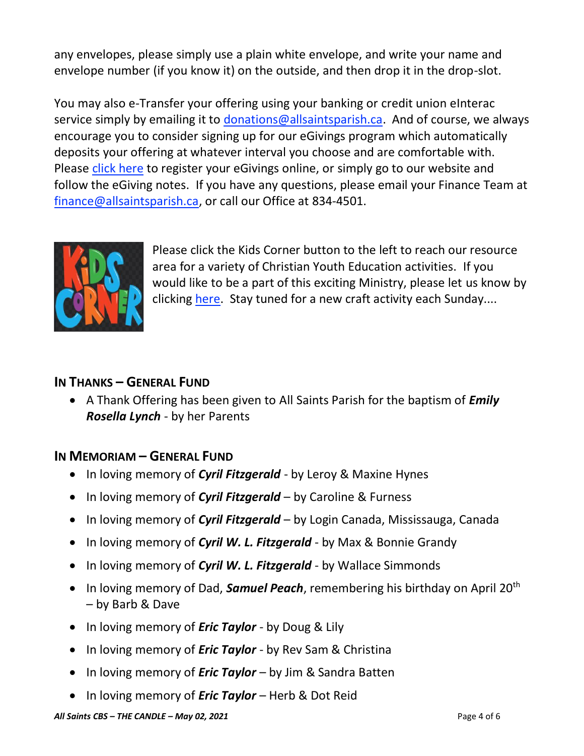any envelopes, please simply use a plain white envelope, and write your name and envelope number (if you know it) on the outside, and then drop it in the drop-slot.

You may also e-Transfer your offering using your banking or credit union eInterac service simply by emailing it to donations@allsaintsparish.ca. And of course, we always encourage you to consider signing up for our eGivings program which automatically deposits your offering at whatever interval you choose and are comfortable with. Please click here to register your eGivings online, or simply go to our website and follow the eGiving notes. If you have any questions, please email your Finance Team at finance@allsaintsparish.ca, or call our Office at 834-4501.

Please click the Kids Corner button to the left to reach our resource area for a variety of Christian Youth Education activities. If you would like to be a part of this exciting Ministry, please let us know by clicking here. Stay tuned for a new craft activity each Sunday....

## In Thanks – General Fund

- A Thank Offering has been given to All Saints Parish for the baptism of ***Emily Rosella Lynch*** - by her Parents

## In Memoriam – General Fund

- In loving memory of ***Cyril Fitzgerald*** - by Leroy & Maxine Hynes
- In loving memory of ***Cyril Fitzgerald*** – by Caroline & Furness
- In loving memory of ***Cyril Fitzgerald*** – by Login Canada, Mississauga, Canada
- In loving memory of ***Cyril W. L. Fitzgerald*** - by Max & Bonnie Grandy
- In loving memory of ***Cyril W. L. Fitzgerald*** - by Wallace Simmonds
- In loving memory of Dad, ***Samuel Peach***, remembering his birthday on April 20th – by Barb & Dave
- In loving memory of ***Eric Taylor*** - by Doug & Lily
- In loving memory of ***Eric Taylor*** - by Rev Sam & Christina
- In loving memory of ***Eric Taylor*** – by Jim & Sandra Batten
- In loving memory of ***Eric Taylor*** – Herb & Dot Reid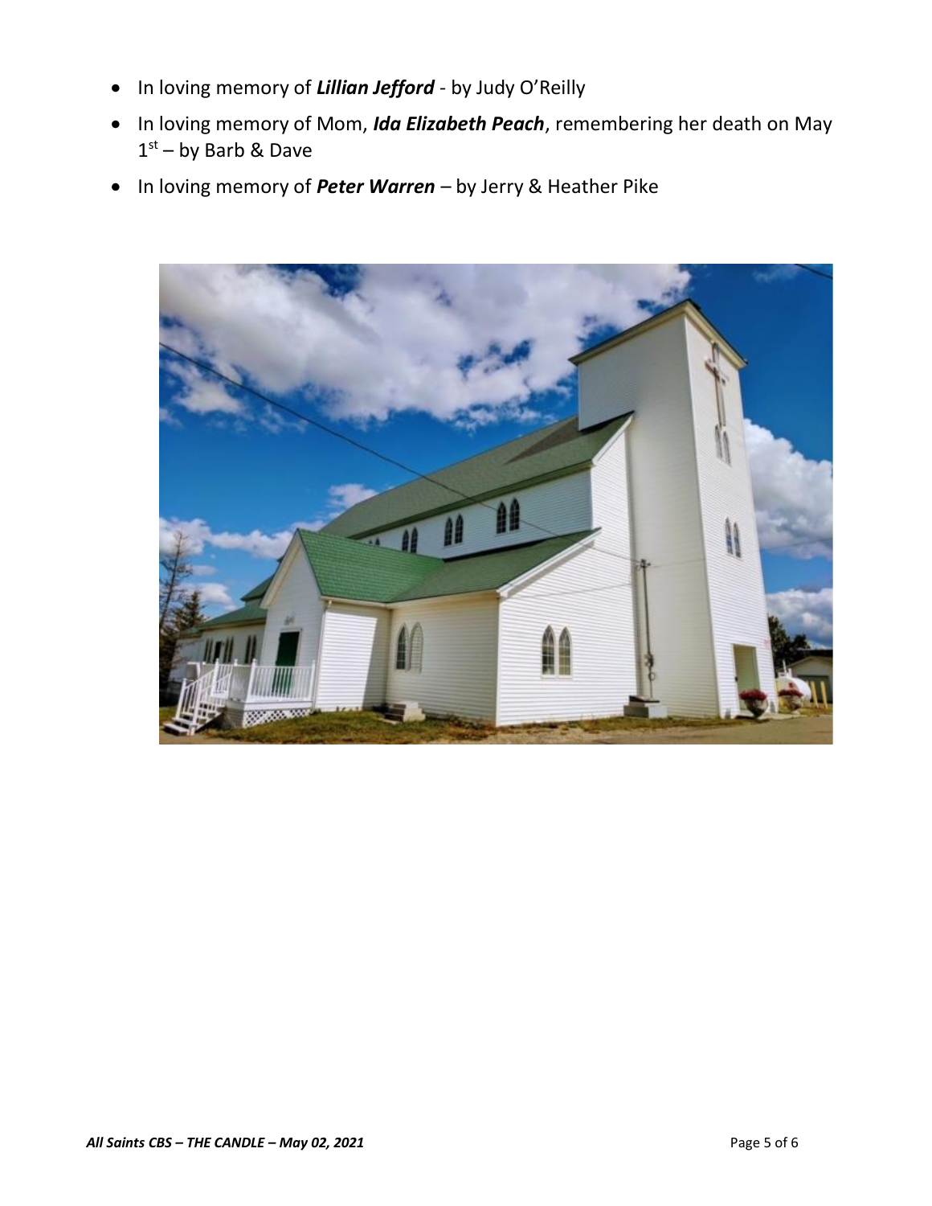- In loving memory of ***Lillian Jefford*** - by Judy O'Reilly
- In loving memory of Mom, ***Ida Elizabeth Peach***, remembering her death on May 1st – by Barb & Dave
- In loving memory of ***Peter Warren*** – by Jerry & Heather Pike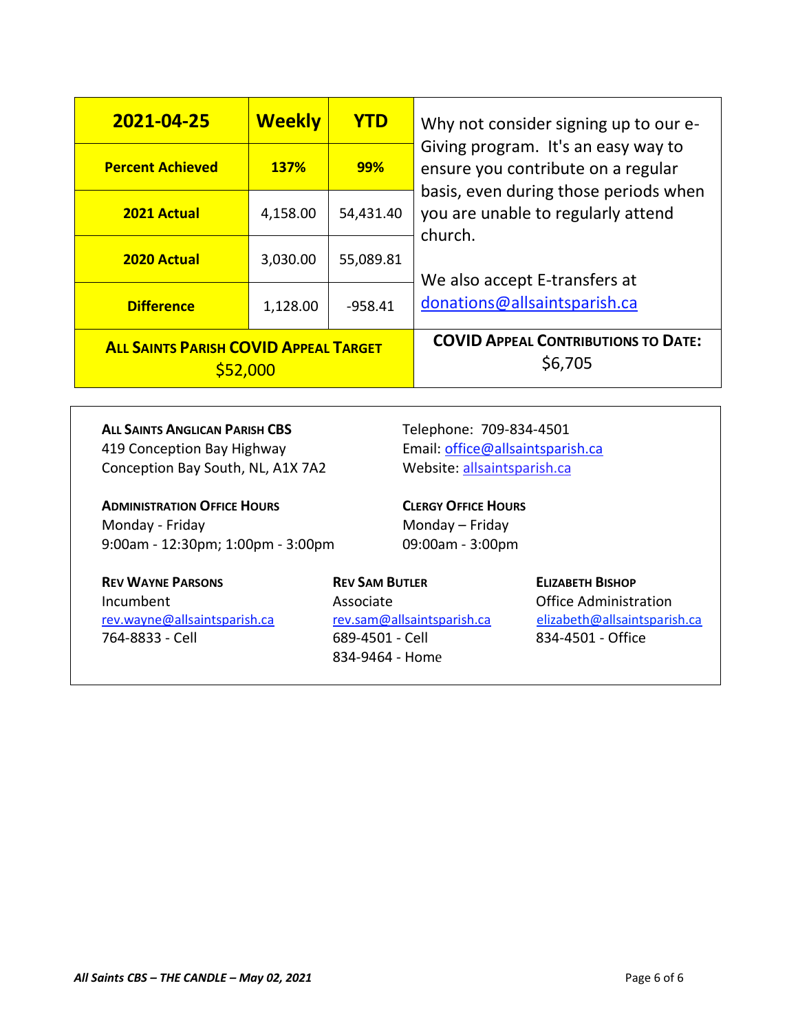| 2021-04-25 | Weekly | YTD |
|---|---|---|
| **Percent Achieved** | **137%** | **99%** |
| **2021 Actual** | 4,158.00 | 54,431.40 |
| **2020 Actual** | 3,030.00 | 55,089.81 |
| **Difference** | 1,128.00 | -958.41 |

Why not consider signing up to our e-Giving program. It's an easy way to ensure you contribute on a regular basis, even during those periods when you are unable to regularly attend church.

We also accept E-transfers at donations@allsaintsparish.ca

**ALL SAINTS PARISH COVID APPEAL TARGET**
$52,000

**COVID APPEAL CONTRIBUTIONS TO DATE:**
$6,705

**ALL SAINTS ANGLICAN PARISH CBS**
419 Conception Bay Highway
Conception Bay South, NL, A1X 7A2

Telephone: 709-834-4501
Email: office@allsaintsparish.ca
Website: allsaintsparish.ca

**ADMINISTRATION OFFICE HOURS**
Monday - Friday
9:00am - 12:30pm; 1:00pm - 3:00pm

**CLERGY OFFICE HOURS**
Monday – Friday
09:00am - 3:00pm

**REV WAYNE PARSONS**
Incumbent
rev.wayne@allsaintsparish.ca
764-8833 - Cell

**REV SAM BUTLER**
Associate
rev.sam@allsaintsparish.ca
689-4501 - Cell
834-9464 - Home

**ELIZABETH BISHOP**
Office Administration
elizabeth@allsaintsparish.ca
834-4501 - Office